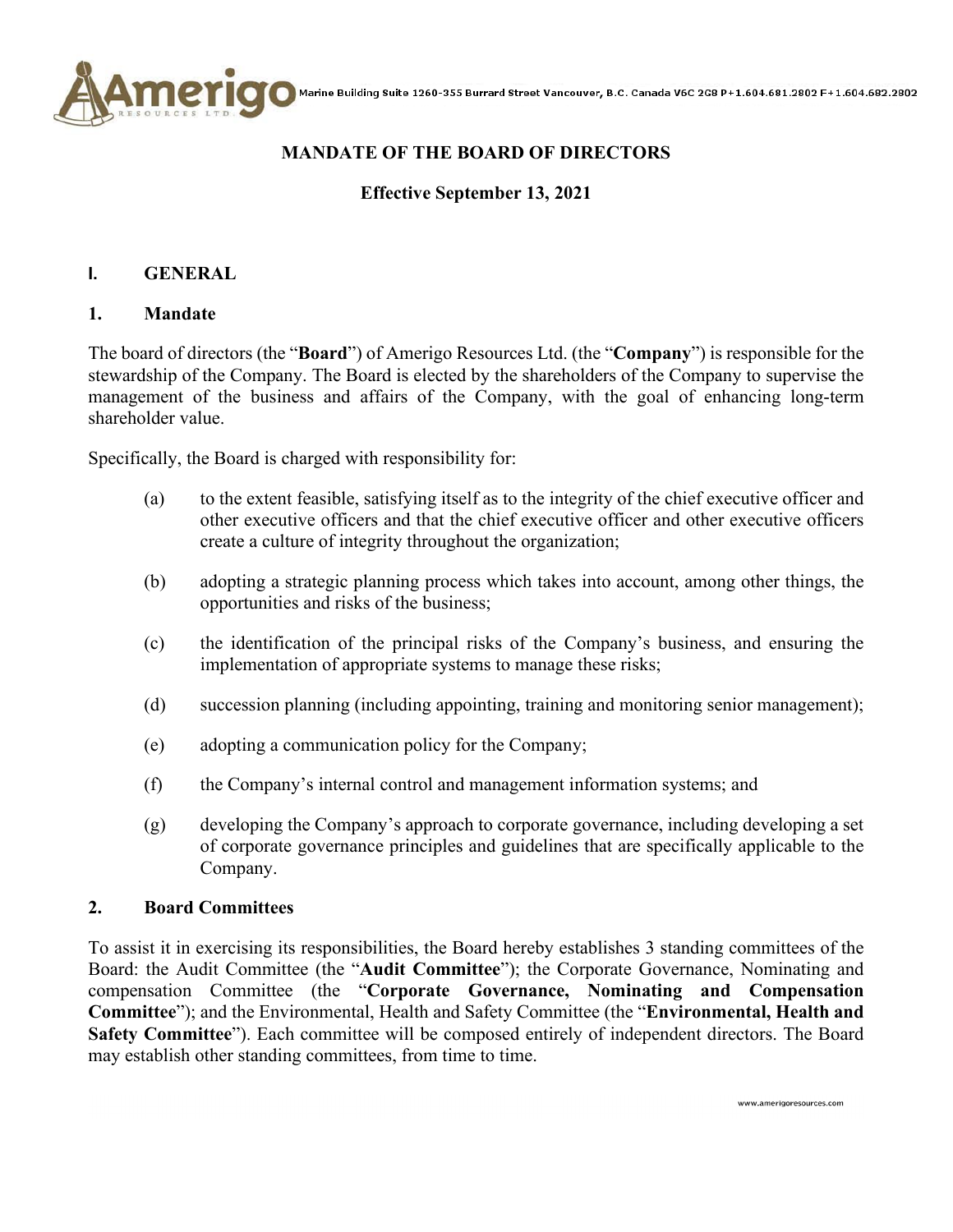# MANDATE OF THE BOARD OF DIRECTORS

**Effective September 13, 2021**

## I. GENERAL

### 1. Mandate

The board of directors (the "**Board**") of Amerigo Resources Ltd. (the "**Company**") is responsible for the stewardship of the Company. The Board is elected by the shareholders of the Company to supervise the management of the business and affairs of the Company, with the goal of enhancing long-term shareholder value.

Specifically, the Board is charged with responsibility for:

(a) to the extent feasible, satisfying itself as to the integrity of the chief executive officer and other executive officers and that the chief executive officer and other executive officers create a culture of integrity throughout the organization;

(b) adopting a strategic planning process which takes into account, among other things, the opportunities and risks of the business;

(c) the identification of the principal risks of the Company's business, and ensuring the implementation of appropriate systems to manage these risks;

(d) succession planning (including appointing, training and monitoring senior management);

(e) adopting a communication policy for the Company;

(f) the Company's internal control and management information systems; and

(g) developing the Company's approach to corporate governance, including developing a set of corporate governance principles and guidelines that are specifically applicable to the Company.

### 2. Board Committees

To assist it in exercising its responsibilities, the Board hereby establishes 3 standing committees of the Board: the Audit Committee (the "**Audit Committee**"); the Corporate Governance, Nominating and compensation Committee (the "**Corporate Governance, Nominating and Compensation Committee**"); and the Environmental, Health and Safety Committee (the "**Environmental, Health and Safety Committee**"). Each committee will be composed entirely of independent directors. The Board may establish other standing committees, from time to time.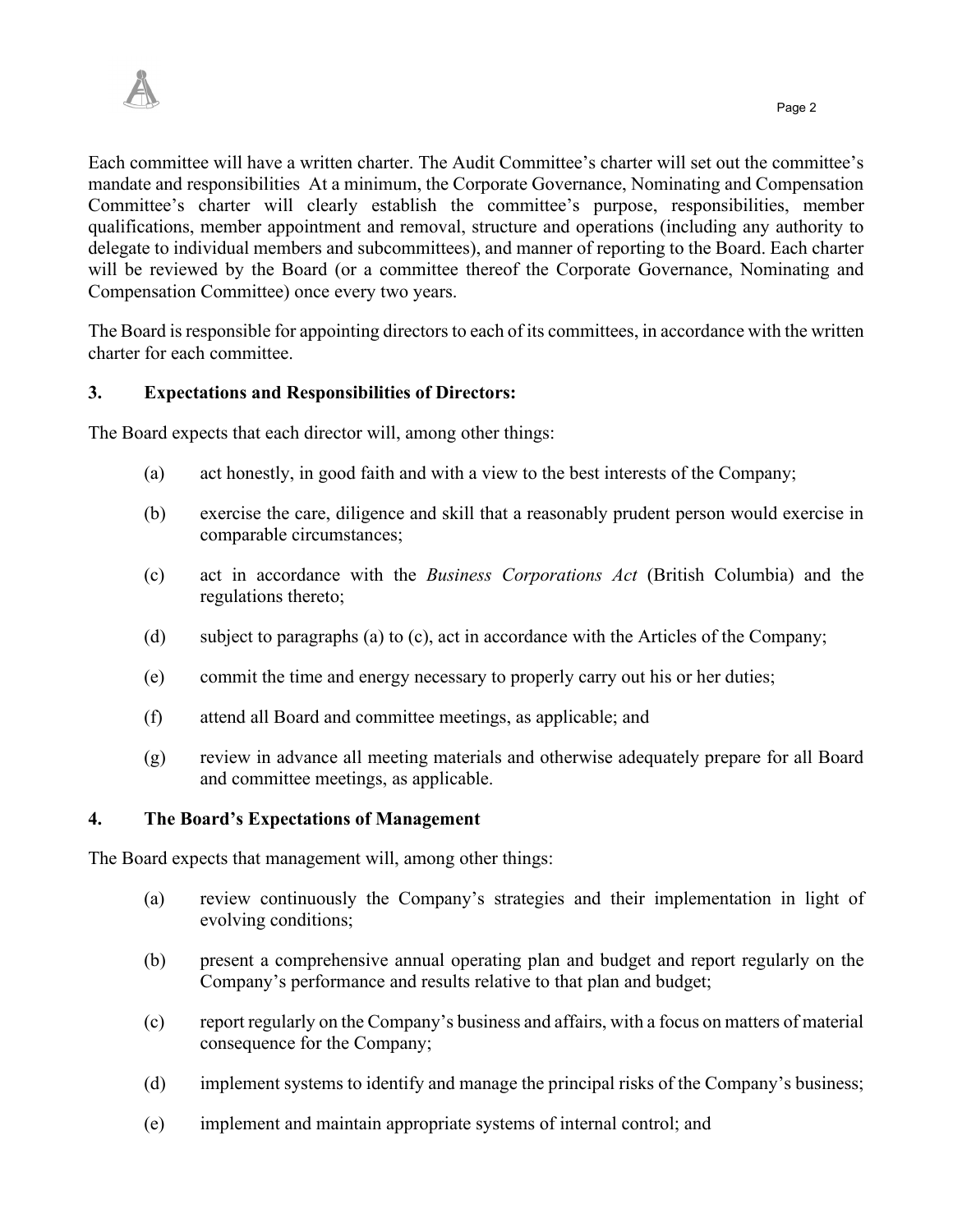Each committee will have a written charter. The Audit Committee's charter will set out the committee's mandate and responsibilities At a minimum, the Corporate Governance, Nominating and Compensation Committee's charter will clearly establish the committee's purpose, responsibilities, member qualifications, member appointment and removal, structure and operations (including any authority to delegate to individual members and subcommittees), and manner of reporting to the Board. Each charter will be reviewed by the Board (or a committee thereof the Corporate Governance, Nominating and Compensation Committee) once every two years.

The Board is responsible for appointing directors to each of its committees, in accordance with the written charter for each committee.

## 3. Expectations and Responsibilities of Directors:

The Board expects that each director will, among other things:

(a) act honestly, in good faith and with a view to the best interests of the Company;

(b) exercise the care, diligence and skill that a reasonably prudent person would exercise in comparable circumstances;

(c) act in accordance with the *Business Corporations Act* (British Columbia) and the regulations thereto;

(d) subject to paragraphs (a) to (c), act in accordance with the Articles of the Company;

(e) commit the time and energy necessary to properly carry out his or her duties;

(f) attend all Board and committee meetings, as applicable; and

(g) review in advance all meeting materials and otherwise adequately prepare for all Board and committee meetings, as applicable.

## 4. The Board's Expectations of Management

The Board expects that management will, among other things:

(a) review continuously the Company's strategies and their implementation in light of evolving conditions;

(b) present a comprehensive annual operating plan and budget and report regularly on the Company's performance and results relative to that plan and budget;

(c) report regularly on the Company's business and affairs, with a focus on matters of material consequence for the Company;

(d) implement systems to identify and manage the principal risks of the Company's business;

(e) implement and maintain appropriate systems of internal control; and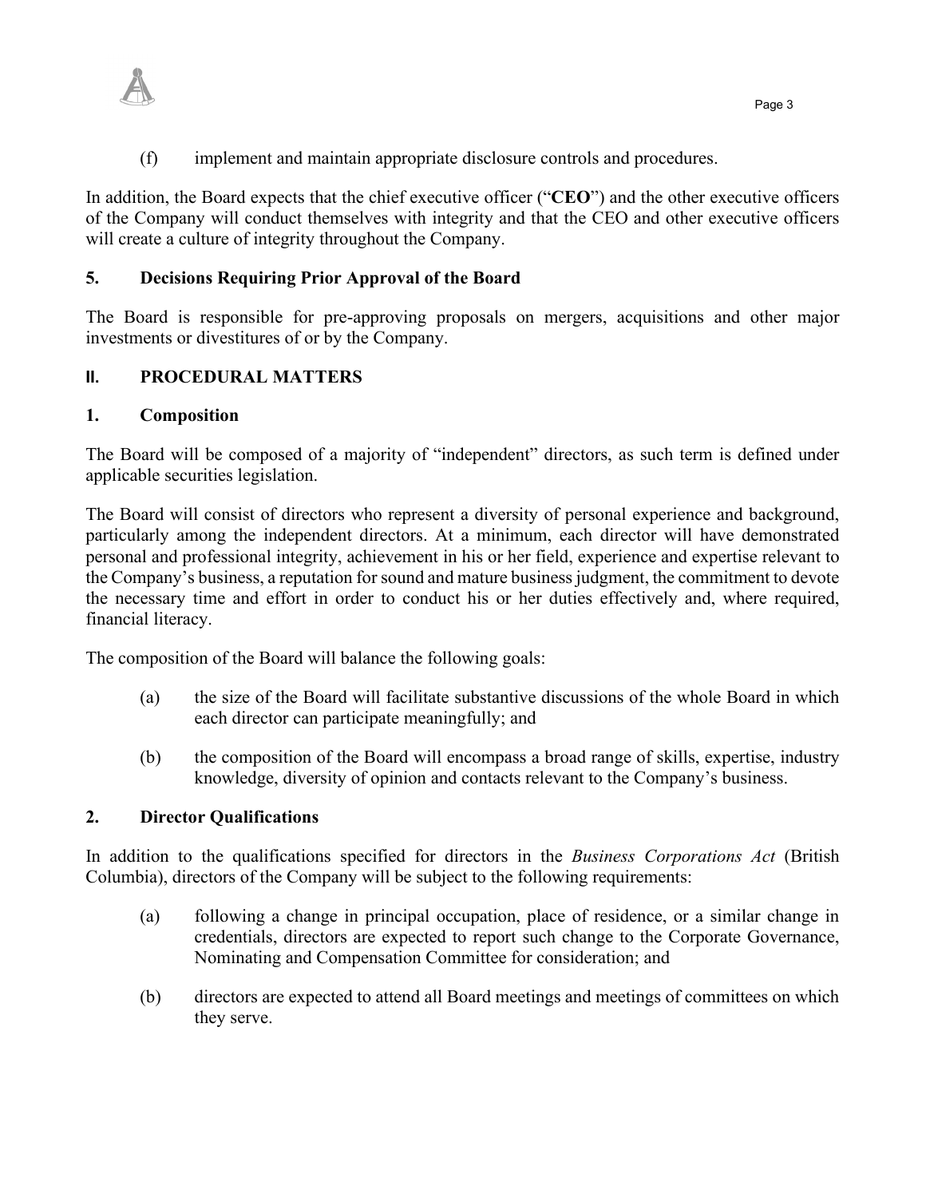(f) implement and maintain appropriate disclosure controls and procedures.

In addition, the Board expects that the chief executive officer ("**CEO**") and the other executive officers of the Company will conduct themselves with integrity and that the CEO and other executive officers will create a culture of integrity throughout the Company.

### 5. Decisions Requiring Prior Approval of the Board

The Board is responsible for pre-approving proposals on mergers, acquisitions and other major investments or divestitures of or by the Company.

## II. PROCEDURAL MATTERS

### 1. Composition

The Board will be composed of a majority of "independent" directors, as such term is defined under applicable securities legislation.

The Board will consist of directors who represent a diversity of personal experience and background, particularly among the independent directors. At a minimum, each director will have demonstrated personal and professional integrity, achievement in his or her field, experience and expertise relevant to the Company's business, a reputation for sound and mature business judgment, the commitment to devote the necessary time and effort in order to conduct his or her duties effectively and, where required, financial literacy.

The composition of the Board will balance the following goals:

(a) the size of the Board will facilitate substantive discussions of the whole Board in which each director can participate meaningfully; and

(b) the composition of the Board will encompass a broad range of skills, expertise, industry knowledge, diversity of opinion and contacts relevant to the Company's business.

### 2. Director Qualifications

In addition to the qualifications specified for directors in the *Business Corporations Act* (British Columbia), directors of the Company will be subject to the following requirements:

(a) following a change in principal occupation, place of residence, or a similar change in credentials, directors are expected to report such change to the Corporate Governance, Nominating and Compensation Committee for consideration; and

(b) directors are expected to attend all Board meetings and meetings of committees on which they serve.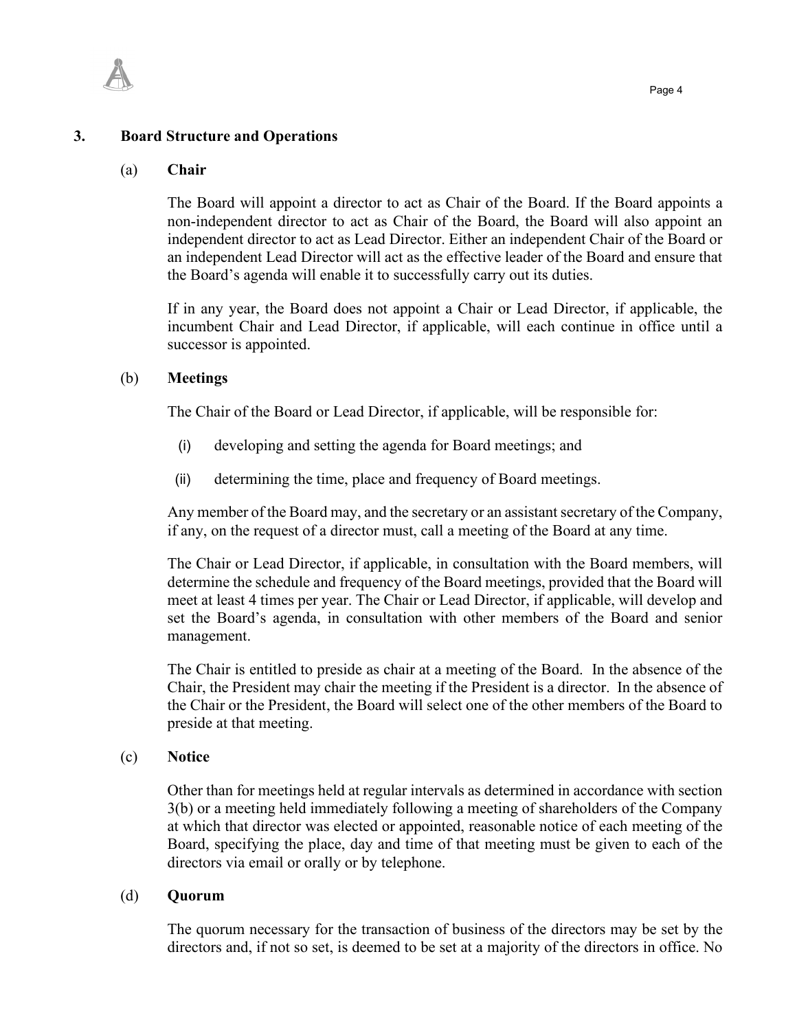## 3. Board Structure and Operations

### (a) Chair

The Board will appoint a director to act as Chair of the Board. If the Board appoints a non-independent director to act as Chair of the Board, the Board will also appoint an independent director to act as Lead Director. Either an independent Chair of the Board or an independent Lead Director will act as the effective leader of the Board and ensure that the Board's agenda will enable it to successfully carry out its duties.

If in any year, the Board does not appoint a Chair or Lead Director, if applicable, the incumbent Chair and Lead Director, if applicable, will each continue in office until a successor is appointed.

### (b) Meetings

The Chair of the Board or Lead Director, if applicable, will be responsible for:

(i) developing and setting the agenda for Board meetings; and

(ii) determining the time, place and frequency of Board meetings.

Any member of the Board may, and the secretary or an assistant secretary of the Company, if any, on the request of a director must, call a meeting of the Board at any time.

The Chair or Lead Director, if applicable, in consultation with the Board members, will determine the schedule and frequency of the Board meetings, provided that the Board will meet at least 4 times per year. The Chair or Lead Director, if applicable, will develop and set the Board's agenda, in consultation with other members of the Board and senior management.

The Chair is entitled to preside as chair at a meeting of the Board. In the absence of the Chair, the President may chair the meeting if the President is a director. In the absence of the Chair or the President, the Board will select one of the other members of the Board to preside at that meeting.

### (c) Notice

Other than for meetings held at regular intervals as determined in accordance with section 3(b) or a meeting held immediately following a meeting of shareholders of the Company at which that director was elected or appointed, reasonable notice of each meeting of the Board, specifying the place, day and time of that meeting must be given to each of the directors via email or orally or by telephone.

### (d) Quorum

The quorum necessary for the transaction of business of the directors may be set by the directors and, if not so set, is deemed to be set at a majority of the directors in office. No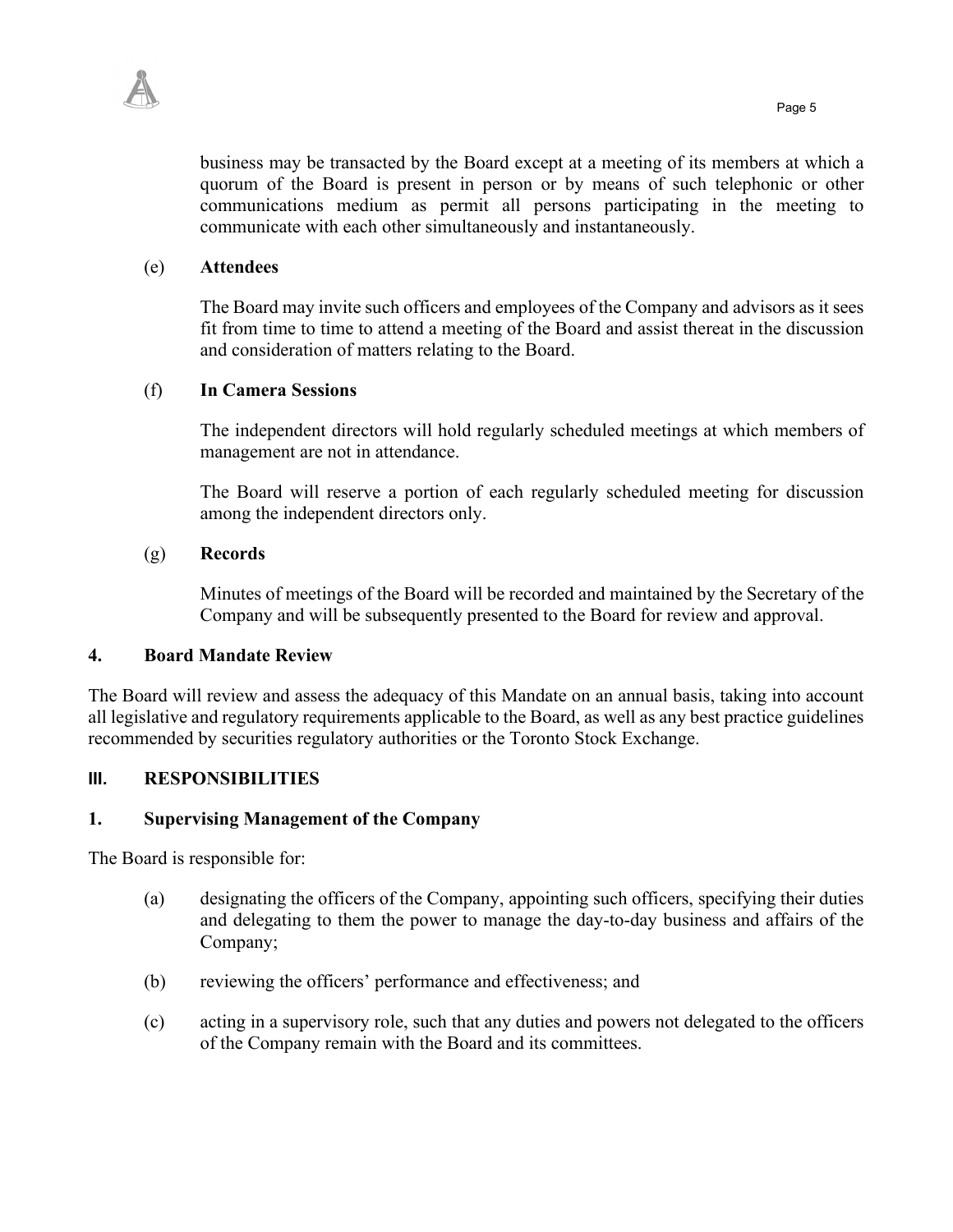business may be transacted by the Board except at a meeting of its members at which a quorum of the Board is present in person or by means of such telephonic or other communications medium as permit all persons participating in the meeting to communicate with each other simultaneously and instantaneously.

(e) **Attendees**

The Board may invite such officers and employees of the Company and advisors as it sees fit from time to time to attend a meeting of the Board and assist thereat in the discussion and consideration of matters relating to the Board.

(f) **In Camera Sessions**

The independent directors will hold regularly scheduled meetings at which members of management are not in attendance.

The Board will reserve a portion of each regularly scheduled meeting for discussion among the independent directors only.

(g) **Records**

Minutes of meetings of the Board will be recorded and maintained by the Secretary of the Company and will be subsequently presented to the Board for review and approval.

### 4. Board Mandate Review

The Board will review and assess the adequacy of this Mandate on an annual basis, taking into account all legislative and regulatory requirements applicable to the Board, as well as any best practice guidelines recommended by securities regulatory authorities or the Toronto Stock Exchange.

## III. RESPONSIBILITIES

### 1. Supervising Management of the Company

The Board is responsible for:

(a) designating the officers of the Company, appointing such officers, specifying their duties and delegating to them the power to manage the day-to-day business and affairs of the Company;

(b) reviewing the officers' performance and effectiveness; and

(c) acting in a supervisory role, such that any duties and powers not delegated to the officers of the Company remain with the Board and its committees.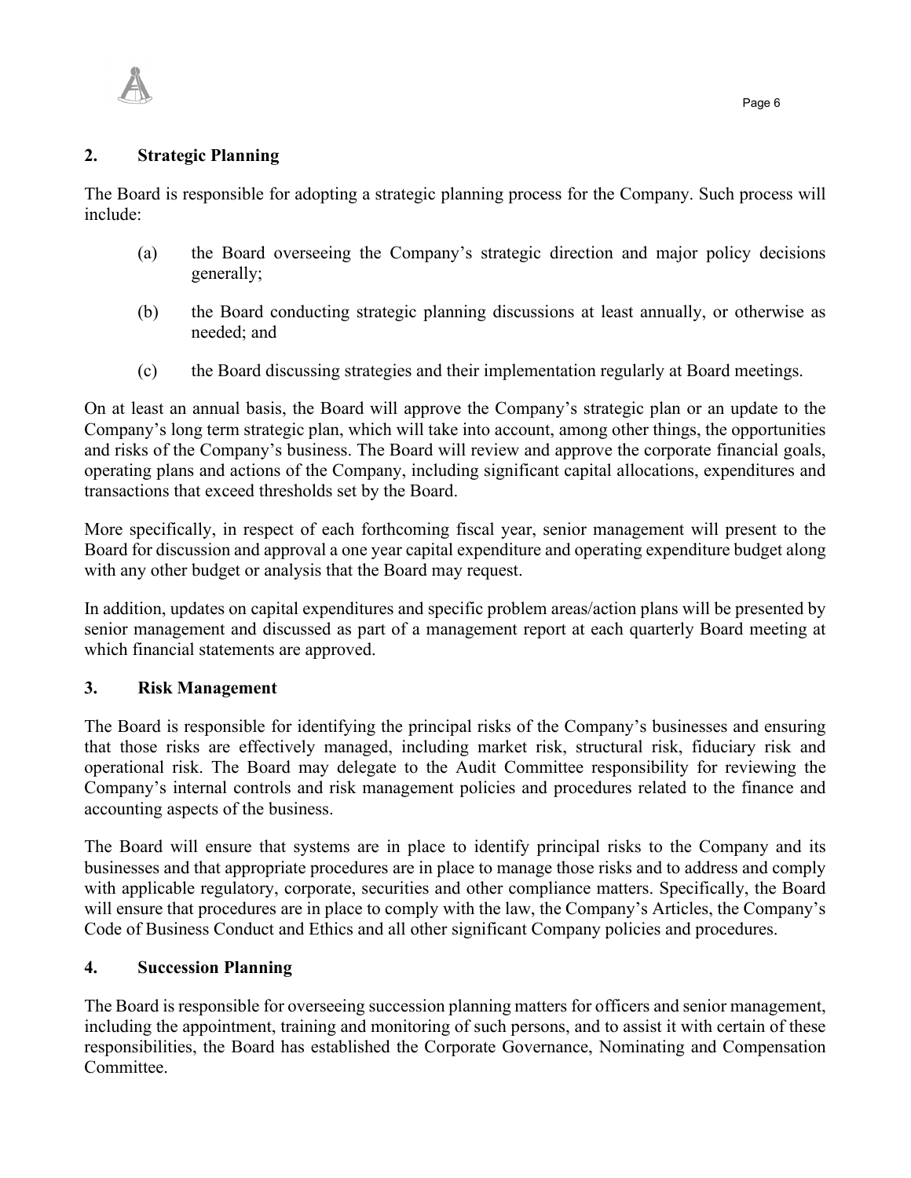## 2. Strategic Planning

The Board is responsible for adopting a strategic planning process for the Company. Such process will include:

(a) the Board overseeing the Company's strategic direction and major policy decisions generally;

(b) the Board conducting strategic planning discussions at least annually, or otherwise as needed; and

(c) the Board discussing strategies and their implementation regularly at Board meetings.

On at least an annual basis, the Board will approve the Company's strategic plan or an update to the Company's long term strategic plan, which will take into account, among other things, the opportunities and risks of the Company's business. The Board will review and approve the corporate financial goals, operating plans and actions of the Company, including significant capital allocations, expenditures and transactions that exceed thresholds set by the Board.

More specifically, in respect of each forthcoming fiscal year, senior management will present to the Board for discussion and approval a one year capital expenditure and operating expenditure budget along with any other budget or analysis that the Board may request.

In addition, updates on capital expenditures and specific problem areas/action plans will be presented by senior management and discussed as part of a management report at each quarterly Board meeting at which financial statements are approved.

## 3. Risk Management

The Board is responsible for identifying the principal risks of the Company's businesses and ensuring that those risks are effectively managed, including market risk, structural risk, fiduciary risk and operational risk. The Board may delegate to the Audit Committee responsibility for reviewing the Company's internal controls and risk management policies and procedures related to the finance and accounting aspects of the business.

The Board will ensure that systems are in place to identify principal risks to the Company and its businesses and that appropriate procedures are in place to manage those risks and to address and comply with applicable regulatory, corporate, securities and other compliance matters. Specifically, the Board will ensure that procedures are in place to comply with the law, the Company's Articles, the Company's Code of Business Conduct and Ethics and all other significant Company policies and procedures.

## 4. Succession Planning

The Board is responsible for overseeing succession planning matters for officers and senior management, including the appointment, training and monitoring of such persons, and to assist it with certain of these responsibilities, the Board has established the Corporate Governance, Nominating and Compensation Committee.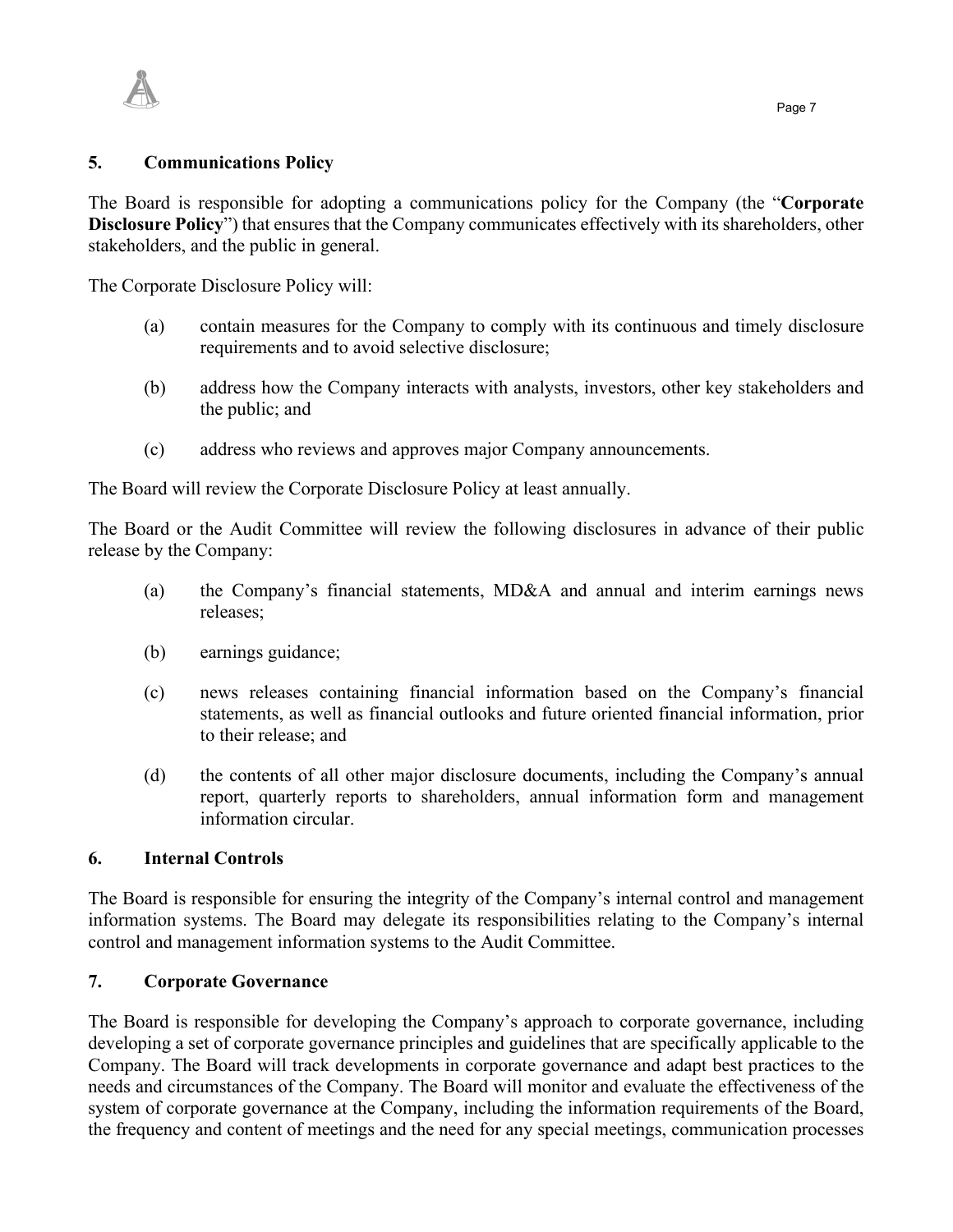## 5. Communications Policy

The Board is responsible for adopting a communications policy for the Company (the "**Corporate Disclosure Policy**") that ensures that the Company communicates effectively with its shareholders, other stakeholders, and the public in general.

The Corporate Disclosure Policy will:

(a) contain measures for the Company to comply with its continuous and timely disclosure requirements and to avoid selective disclosure;

(b) address how the Company interacts with analysts, investors, other key stakeholders and the public; and

(c) address who reviews and approves major Company announcements.

The Board will review the Corporate Disclosure Policy at least annually.

The Board or the Audit Committee will review the following disclosures in advance of their public release by the Company:

(a) the Company's financial statements, MD&A and annual and interim earnings news releases;

(b) earnings guidance;

(c) news releases containing financial information based on the Company's financial statements, as well as financial outlooks and future oriented financial information, prior to their release; and

(d) the contents of all other major disclosure documents, including the Company's annual report, quarterly reports to shareholders, annual information form and management information circular.

## 6. Internal Controls

The Board is responsible for ensuring the integrity of the Company's internal control and management information systems. The Board may delegate its responsibilities relating to the Company's internal control and management information systems to the Audit Committee.

## 7. Corporate Governance

The Board is responsible for developing the Company's approach to corporate governance, including developing a set of corporate governance principles and guidelines that are specifically applicable to the Company. The Board will track developments in corporate governance and adapt best practices to the needs and circumstances of the Company. The Board will monitor and evaluate the effectiveness of the system of corporate governance at the Company, including the information requirements of the Board, the frequency and content of meetings and the need for any special meetings, communication processes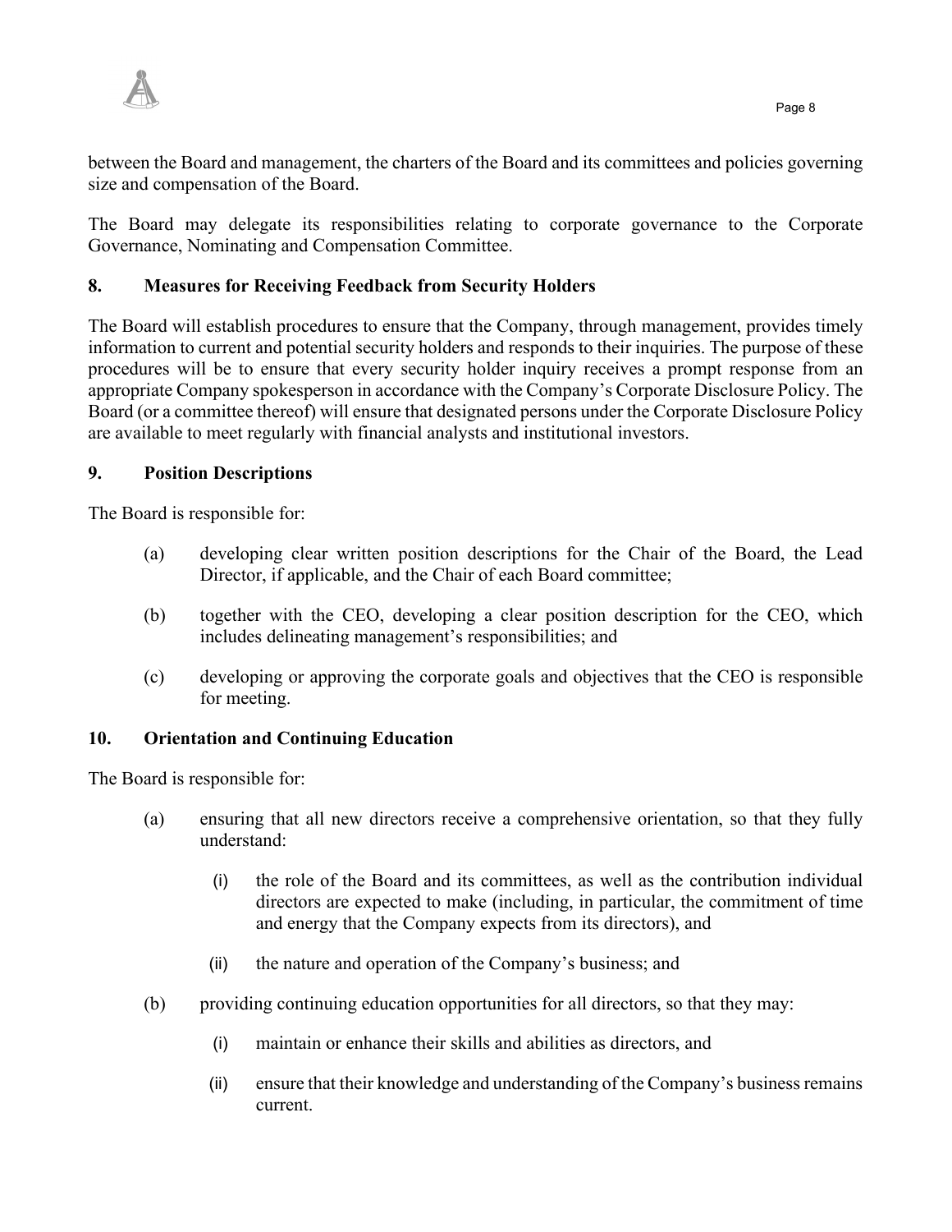between the Board and management, the charters of the Board and its committees and policies governing size and compensation of the Board.

The Board may delegate its responsibilities relating to corporate governance to the Corporate Governance, Nominating and Compensation Committee.

## 8. Measures for Receiving Feedback from Security Holders

The Board will establish procedures to ensure that the Company, through management, provides timely information to current and potential security holders and responds to their inquiries. The purpose of these procedures will be to ensure that every security holder inquiry receives a prompt response from an appropriate Company spokesperson in accordance with the Company's Corporate Disclosure Policy. The Board (or a committee thereof) will ensure that designated persons under the Corporate Disclosure Policy are available to meet regularly with financial analysts and institutional investors.

## 9. Position Descriptions

The Board is responsible for:

(a) developing clear written position descriptions for the Chair of the Board, the Lead Director, if applicable, and the Chair of each Board committee;

(b) together with the CEO, developing a clear position description for the CEO, which includes delineating management's responsibilities; and

(c) developing or approving the corporate goals and objectives that the CEO is responsible for meeting.

## 10. Orientation and Continuing Education

The Board is responsible for:

(a) ensuring that all new directors receive a comprehensive orientation, so that they fully understand:

  (i) the role of the Board and its committees, as well as the contribution individual directors are expected to make (including, in particular, the commitment of time and energy that the Company expects from its directors), and

  (ii) the nature and operation of the Company's business; and

(b) providing continuing education opportunities for all directors, so that they may:

  (i) maintain or enhance their skills and abilities as directors, and

  (ii) ensure that their knowledge and understanding of the Company's business remains current.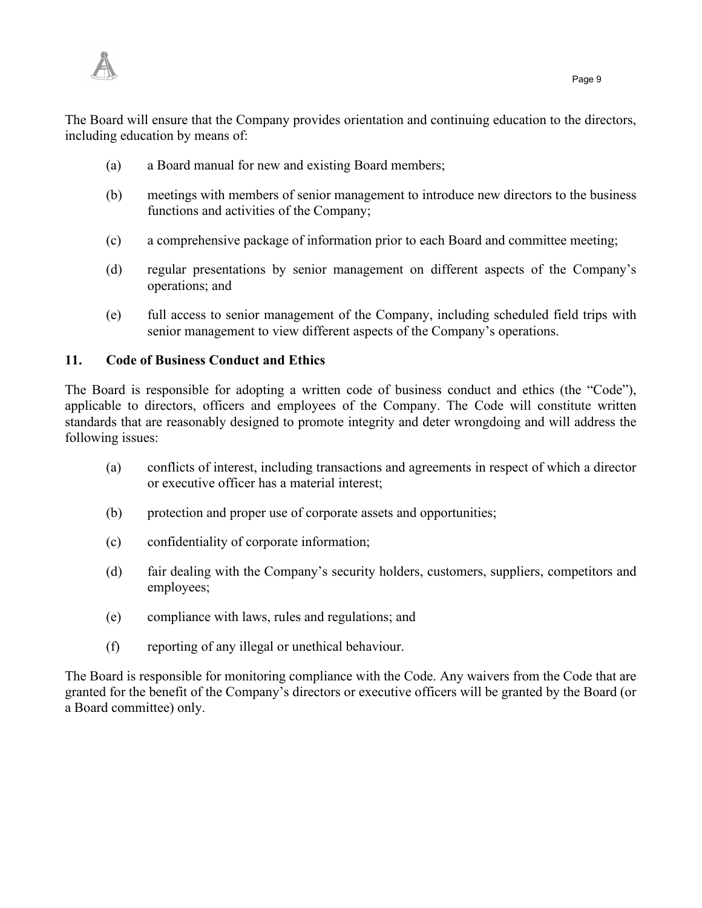The Board will ensure that the Company provides orientation and continuing education to the directors, including education by means of:

(a) a Board manual for new and existing Board members;

(b) meetings with members of senior management to introduce new directors to the business functions and activities of the Company;

(c) a comprehensive package of information prior to each Board and committee meeting;

(d) regular presentations by senior management on different aspects of the Company's operations; and

(e) full access to senior management of the Company, including scheduled field trips with senior management to view different aspects of the Company's operations.

## 11. Code of Business Conduct and Ethics

The Board is responsible for adopting a written code of business conduct and ethics (the "Code"), applicable to directors, officers and employees of the Company. The Code will constitute written standards that are reasonably designed to promote integrity and deter wrongdoing and will address the following issues:

(a) conflicts of interest, including transactions and agreements in respect of which a director or executive officer has a material interest;

(b) protection and proper use of corporate assets and opportunities;

(c) confidentiality of corporate information;

(d) fair dealing with the Company's security holders, customers, suppliers, competitors and employees;

(e) compliance with laws, rules and regulations; and

(f) reporting of any illegal or unethical behaviour.

The Board is responsible for monitoring compliance with the Code. Any waivers from the Code that are granted for the benefit of the Company's directors or executive officers will be granted by the Board (or a Board committee) only.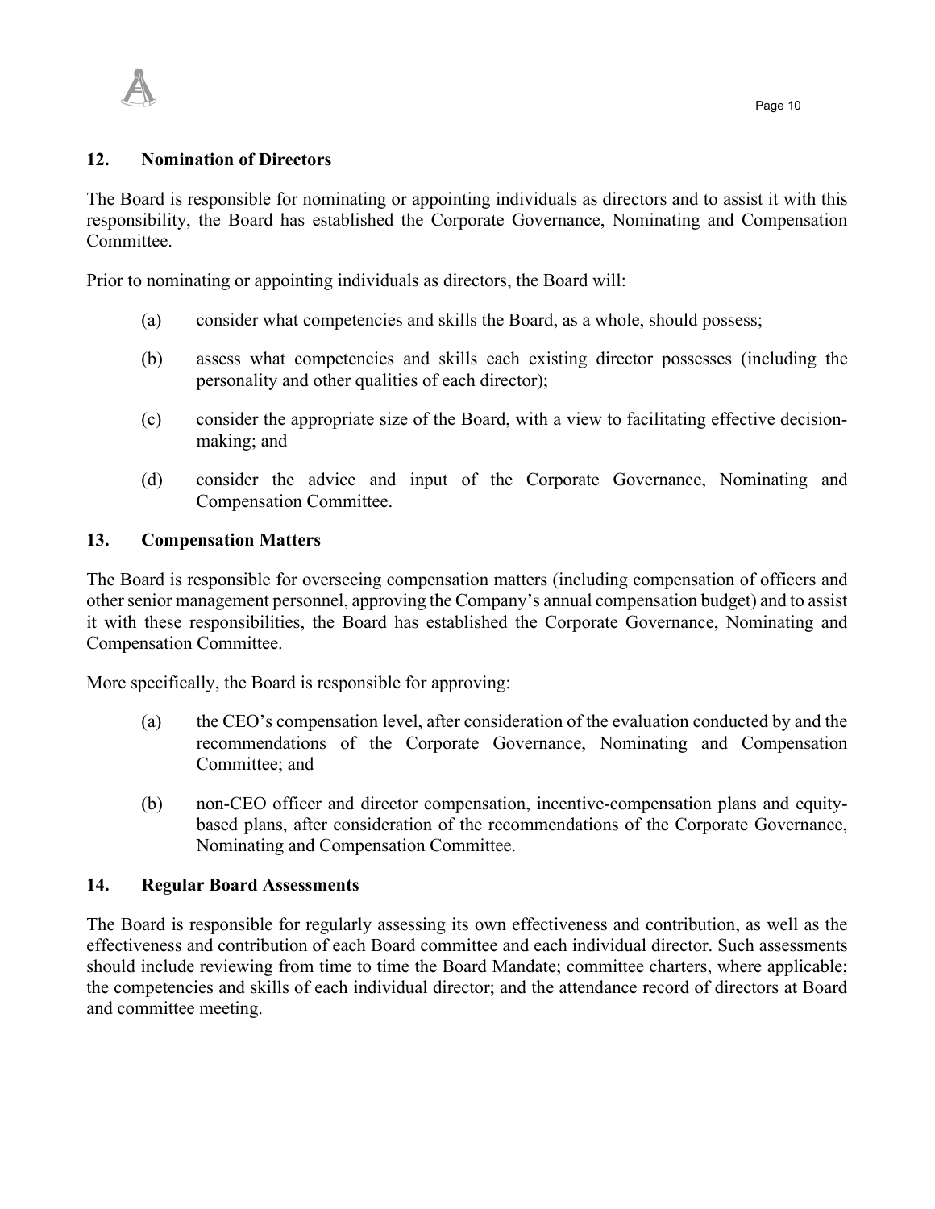## 12. Nomination of Directors

The Board is responsible for nominating or appointing individuals as directors and to assist it with this responsibility, the Board has established the Corporate Governance, Nominating and Compensation Committee.

Prior to nominating or appointing individuals as directors, the Board will:

(a) consider what competencies and skills the Board, as a whole, should possess;

(b) assess what competencies and skills each existing director possesses (including the personality and other qualities of each director);

(c) consider the appropriate size of the Board, with a view to facilitating effective decision-making; and

(d) consider the advice and input of the Corporate Governance, Nominating and Compensation Committee.

## 13. Compensation Matters

The Board is responsible for overseeing compensation matters (including compensation of officers and other senior management personnel, approving the Company's annual compensation budget) and to assist it with these responsibilities, the Board has established the Corporate Governance, Nominating and Compensation Committee.

More specifically, the Board is responsible for approving:

(a) the CEO's compensation level, after consideration of the evaluation conducted by and the recommendations of the Corporate Governance, Nominating and Compensation Committee; and

(b) non-CEO officer and director compensation, incentive-compensation plans and equity-based plans, after consideration of the recommendations of the Corporate Governance, Nominating and Compensation Committee.

## 14. Regular Board Assessments

The Board is responsible for regularly assessing its own effectiveness and contribution, as well as the effectiveness and contribution of each Board committee and each individual director. Such assessments should include reviewing from time to time the Board Mandate; committee charters, where applicable; the competencies and skills of each individual director; and the attendance record of directors at Board and committee meeting.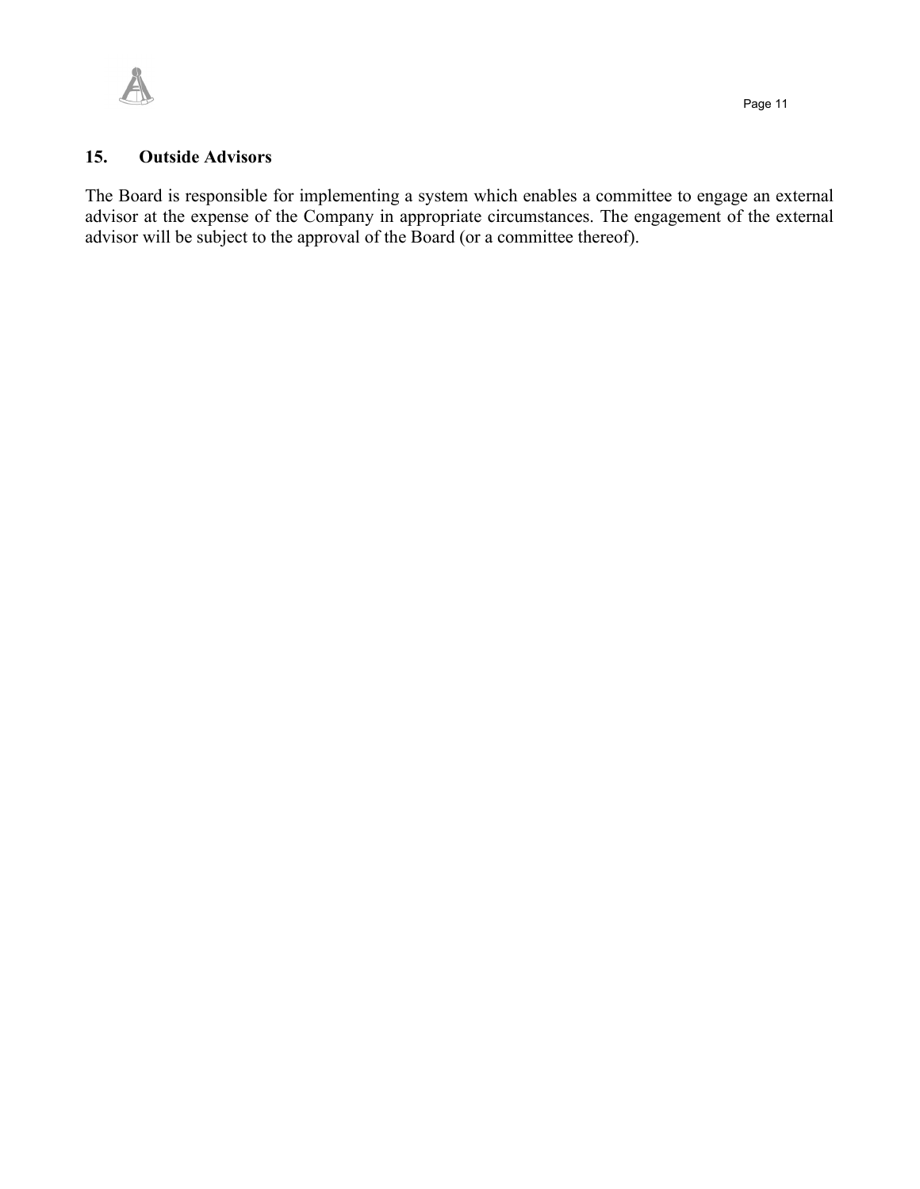## 15. Outside Advisors

The Board is responsible for implementing a system which enables a committee to engage an external advisor at the expense of the Company in appropriate circumstances. The engagement of the external advisor will be subject to the approval of the Board (or a committee thereof).